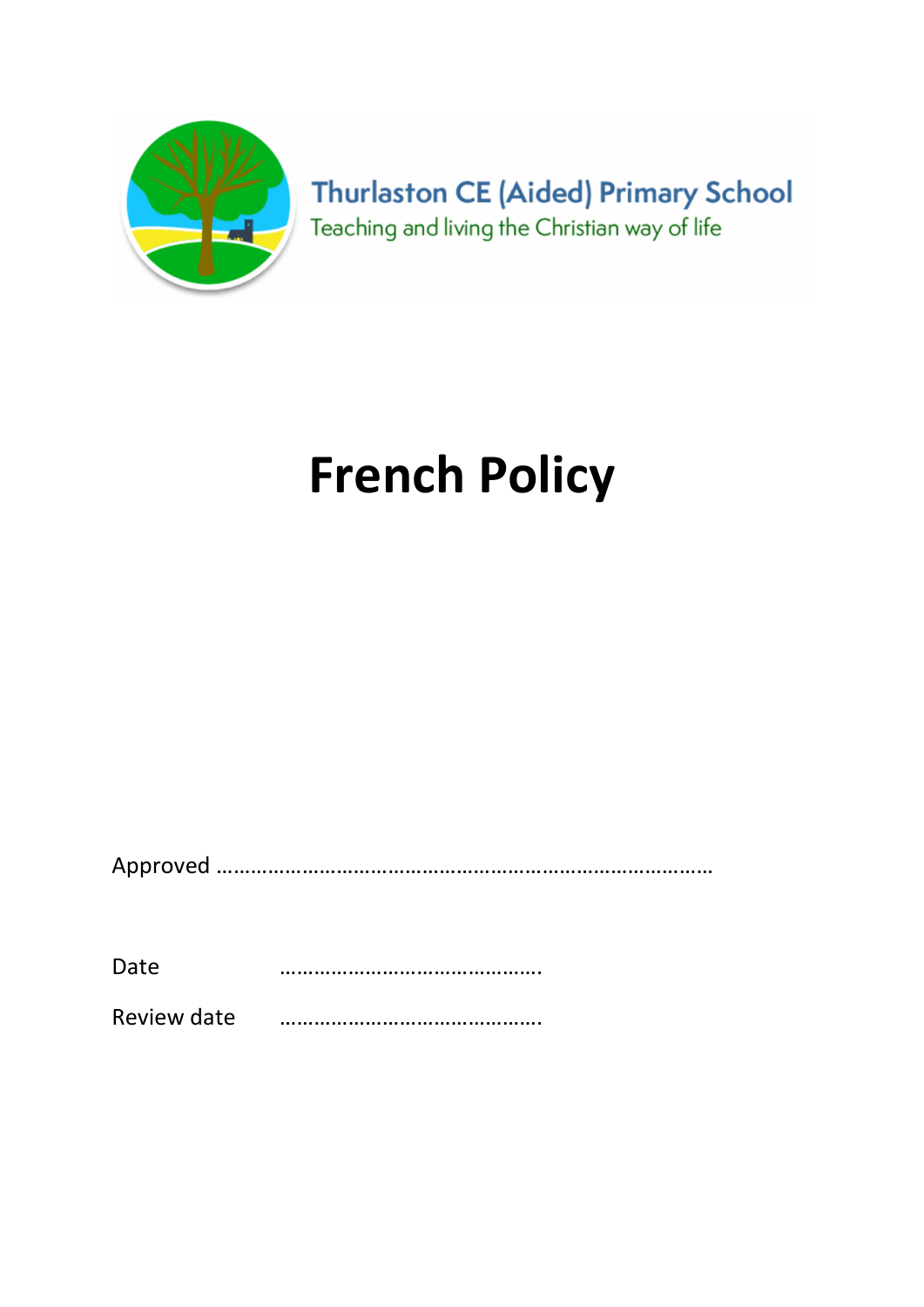Thurlaston CE (Aided) Primary School

Teaching and living the Christian way of life

# French Policy

Approved ……………………………………………………………………………

Date ……………………………………….

Review date ……………………………………….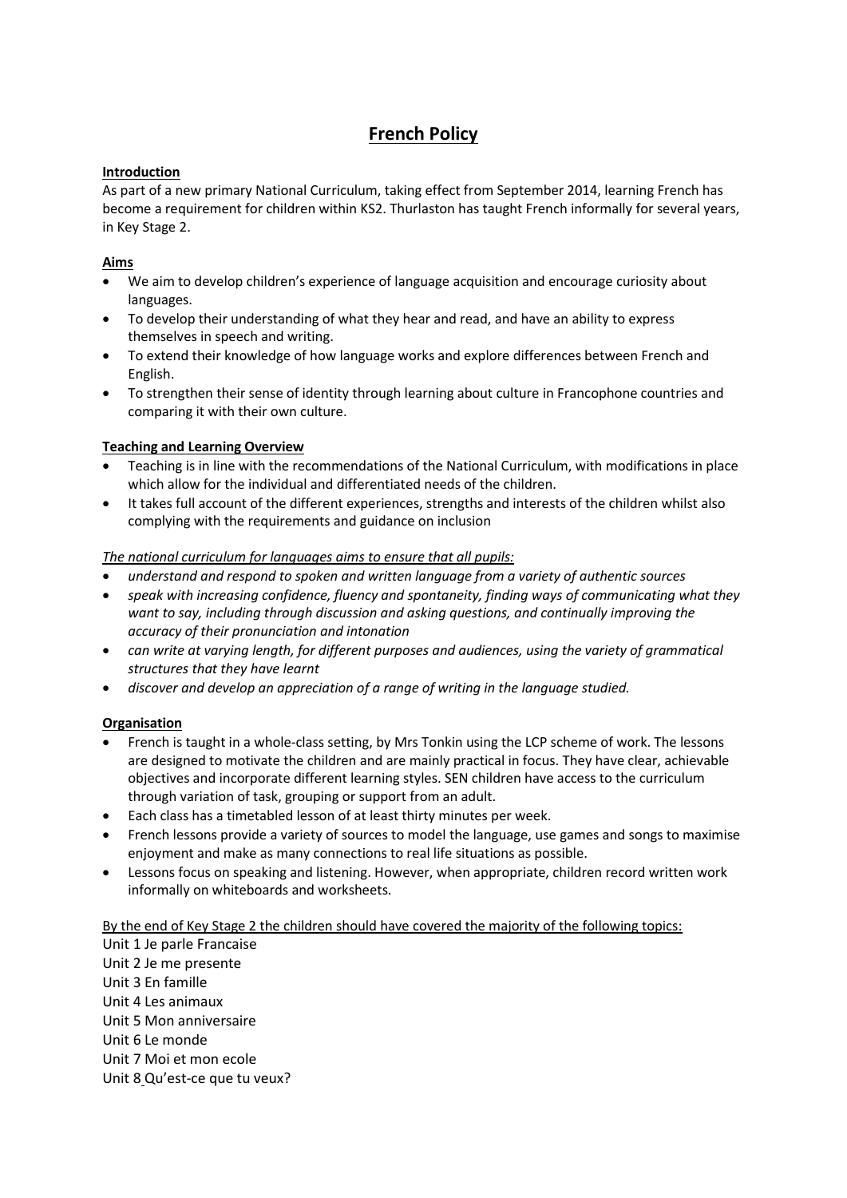# French Policy

**Introduction**

As part of a new primary National Curriculum, taking effect from September 2014, learning French has become a requirement for children within KS2. Thurlaston has taught French informally for several years, in Key Stage 2.

**Aims**

- We aim to develop children's experience of language acquisition and encourage curiosity about languages.
- To develop their understanding of what they hear and read, and have an ability to express themselves in speech and writing.
- To extend their knowledge of how language works and explore differences between French and English.
- To strengthen their sense of identity through learning about culture in Francophone countries and comparing it with their own culture.

**Teaching and Learning Overview**

- Teaching is in line with the recommendations of the National Curriculum, with modifications in place which allow for the individual and differentiated needs of the children.
- It takes full account of the different experiences, strengths and interests of the children whilst also complying with the requirements and guidance on inclusion

*The national curriculum for languages aims to ensure that all pupils:*

- *understand and respond to spoken and written language from a variety of authentic sources*
- *speak with increasing confidence, fluency and spontaneity, finding ways of communicating what they want to say, including through discussion and asking questions, and continually improving the accuracy of their pronunciation and intonation*
- *can write at varying length, for different purposes and audiences, using the variety of grammatical structures that they have learnt*
- *discover and develop an appreciation of a range of writing in the language studied.*

**Organisation**

- French is taught in a whole-class setting, by Mrs Tonkin using the LCP scheme of work. The lessons are designed to motivate the children and are mainly practical in focus. They have clear, achievable objectives and incorporate different learning styles. SEN children have access to the curriculum through variation of task, grouping or support from an adult.
- Each class has a timetabled lesson of at least thirty minutes per week.
- French lessons provide a variety of sources to model the language, use games and songs to maximise enjoyment and make as many connections to real life situations as possible.
- Lessons focus on speaking and listening. However, when appropriate, children record written work informally on whiteboards and worksheets.

By the end of Key Stage 2 the children should have covered the majority of the following topics:

Unit 1 Je parle Francaise
Unit 2 Je me presente
Unit 3 En famille
Unit 4 Les animaux
Unit 5 Mon anniversaire
Unit 6 Le monde
Unit 7 Moi et mon ecole
Unit 8 Qu'est-ce que tu veux?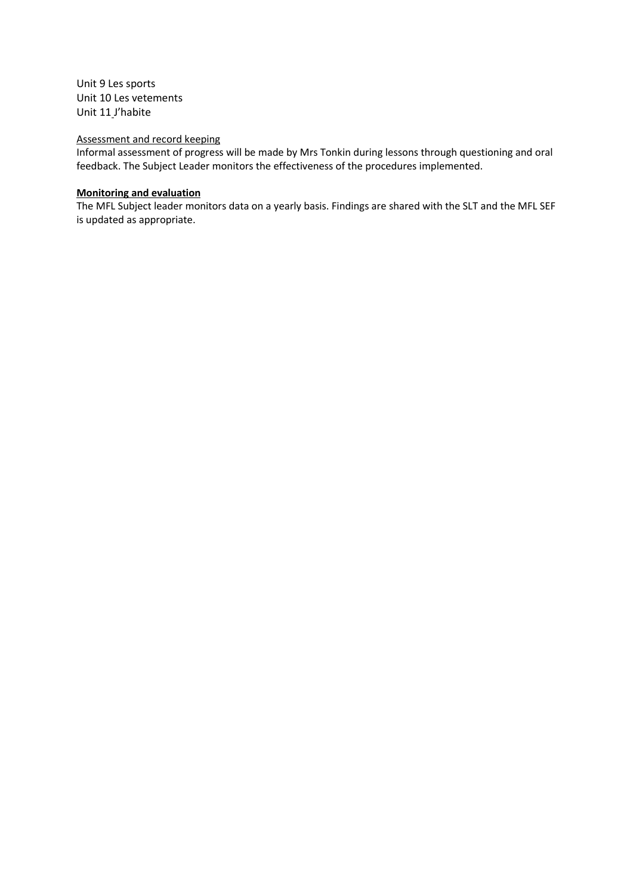Unit 9 Les sports
Unit 10 Les vetements
Unit 11 J'habite

Assessment and record keeping

Informal assessment of progress will be made by Mrs Tonkin during lessons through questioning and oral feedback. The Subject Leader monitors the effectiveness of the procedures implemented.

**Monitoring and evaluation**

The MFL Subject leader monitors data on a yearly basis. Findings are shared with the SLT and the MFL SEF is updated as appropriate.